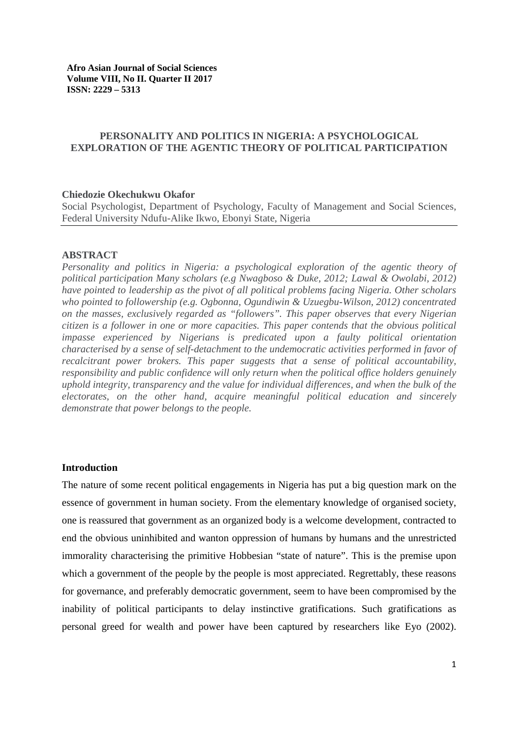**Afro Asian Journal of Social Sciences**
**Volume VIII, No II. Quarter II 2017**
**ISSN: 2229 – 5313**

# PERSONALITY AND POLITICS IN NIGERIA: A PSYCHOLOGICAL EXPLORATION OF THE AGENTIC THEORY OF POLITICAL PARTICIPATION

**Chiedozie Okechukwu Okafor**

Social Psychologist, Department of Psychology, Faculty of Management and Social Sciences, Federal University Ndufu-Alike Ikwo, Ebonyi State, Nigeria

## ABSTRACT

*Personality and politics in Nigeria: a psychological exploration of the agentic theory of political participation Many scholars (e.g Nwagboso & Duke, 2012; Lawal & Owolabi, 2012) have pointed to leadership as the pivot of all political problems facing Nigeria. Other scholars who pointed to followership (e.g. Ogbonna, Ogundiwin & Uzuegbu-Wilson, 2012) concentrated on the masses, exclusively regarded as "followers". This paper observes that every Nigerian citizen is a follower in one or more capacities. This paper contends that the obvious political impasse experienced by Nigerians is predicated upon a faulty political orientation characterised by a sense of self-detachment to the undemocratic activities performed in favor of recalcitrant power brokers. This paper suggests that a sense of political accountability, responsibility and public confidence will only return when the political office holders genuinely uphold integrity, transparency and the value for individual differences, and when the bulk of the electorates, on the other hand, acquire meaningful political education and sincerely demonstrate that power belongs to the people.*

## Introduction

The nature of some recent political engagements in Nigeria has put a big question mark on the essence of government in human society. From the elementary knowledge of organised society, one is reassured that government as an organized body is a welcome development, contracted to end the obvious uninhibited and wanton oppression of humans by humans and the unrestricted immorality characterising the primitive Hobbesian "state of nature". This is the premise upon which a government of the people by the people is most appreciated. Regrettably, these reasons for governance, and preferably democratic government, seem to have been compromised by the inability of political participants to delay instinctive gratifications. Such gratifications as personal greed for wealth and power have been captured by researchers like Eyo (2002).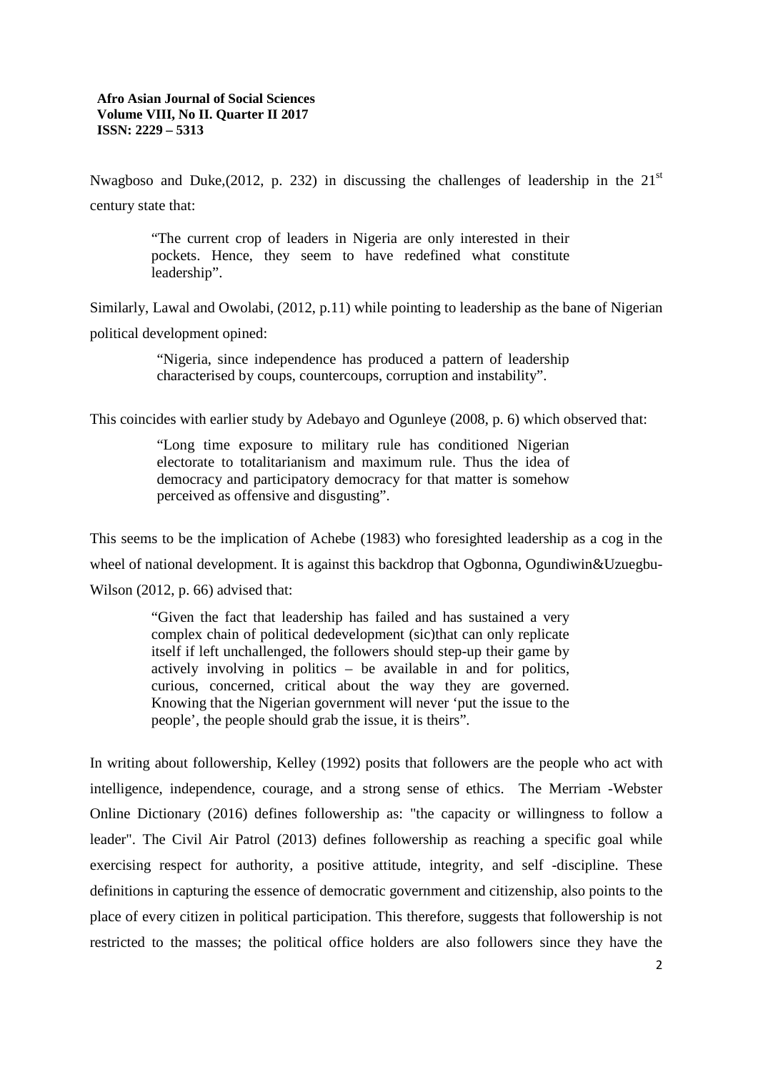Nwagboso and Duke,(2012, p. 232) in discussing the challenges of leadership in the 21st century state that:

> "The current crop of leaders in Nigeria are only interested in their pockets. Hence, they seem to have redefined what constitute leadership".

Similarly, Lawal and Owolabi, (2012, p.11) while pointing to leadership as the bane of Nigerian political development opined:

> "Nigeria, since independence has produced a pattern of leadership characterised by coups, countercoups, corruption and instability".

This coincides with earlier study by Adebayo and Ogunleye (2008, p. 6) which observed that:

> "Long time exposure to military rule has conditioned Nigerian electorate to totalitarianism and maximum rule. Thus the idea of democracy and participatory democracy for that matter is somehow perceived as offensive and disgusting".

This seems to be the implication of Achebe (1983) who foresighted leadership as a cog in the wheel of national development. It is against this backdrop that Ogbonna, Ogundiwin&Uzuegbu-Wilson (2012, p. 66) advised that:

> "Given the fact that leadership has failed and has sustained a very complex chain of political dedevelopment (sic)that can only replicate itself if left unchallenged, the followers should step-up their game by actively involving in politics – be available in and for politics, curious, concerned, critical about the way they are governed. Knowing that the Nigerian government will never 'put the issue to the people', the people should grab the issue, it is theirs".

In writing about followership, Kelley (1992) posits that followers are the people who act with intelligence, independence, courage, and a strong sense of ethics. The Merriam -Webster Online Dictionary (2016) defines followership as: "the capacity or willingness to follow a leader". The Civil Air Patrol (2013) defines followership as reaching a specific goal while exercising respect for authority, a positive attitude, integrity, and self -discipline. These definitions in capturing the essence of democratic government and citizenship, also points to the place of every citizen in political participation. This therefore, suggests that followership is not restricted to the masses; the political office holders are also followers since they have the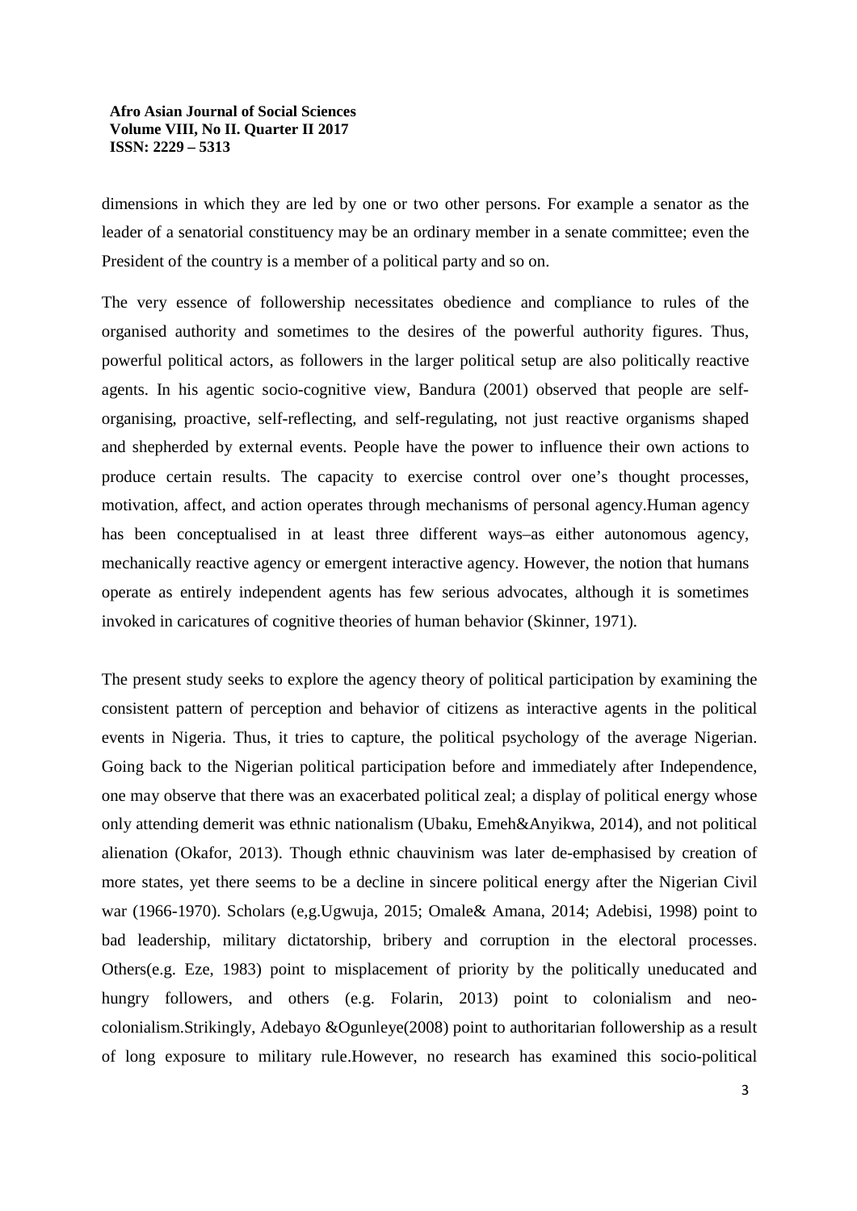dimensions in which they are led by one or two other persons. For example a senator as the leader of a senatorial constituency may be an ordinary member in a senate committee; even the President of the country is a member of a political party and so on.

The very essence of followership necessitates obedience and compliance to rules of the organised authority and sometimes to the desires of the powerful authority figures. Thus, powerful political actors, as followers in the larger political setup are also politically reactive agents. In his agentic socio-cognitive view, Bandura (2001) observed that people are self-organising, proactive, self-reflecting, and self-regulating, not just reactive organisms shaped and shepherded by external events. People have the power to influence their own actions to produce certain results. The capacity to exercise control over one's thought processes, motivation, affect, and action operates through mechanisms of personal agency.Human agency has been conceptualised in at least three different ways–as either autonomous agency, mechanically reactive agency or emergent interactive agency. However, the notion that humans operate as entirely independent agents has few serious advocates, although it is sometimes invoked in caricatures of cognitive theories of human behavior (Skinner, 1971).

The present study seeks to explore the agency theory of political participation by examining the consistent pattern of perception and behavior of citizens as interactive agents in the political events in Nigeria. Thus, it tries to capture, the political psychology of the average Nigerian. Going back to the Nigerian political participation before and immediately after Independence, one may observe that there was an exacerbated political zeal; a display of political energy whose only attending demerit was ethnic nationalism (Ubaku, Emeh&Anyikwa, 2014), and not political alienation (Okafor, 2013). Though ethnic chauvinism was later de-emphasised by creation of more states, yet there seems to be a decline in sincere political energy after the Nigerian Civil war (1966-1970). Scholars (e,g.Ugwuja, 2015; Omale& Amana, 2014; Adebisi, 1998) point to bad leadership, military dictatorship, bribery and corruption in the electoral processes. Others(e.g. Eze, 1983) point to misplacement of priority by the politically uneducated and hungry followers, and others (e.g. Folarin, 2013) point to colonialism and neo-colonialism.Strikingly, Adebayo &Ogunleye(2008) point to authoritarian followership as a result of long exposure to military rule.However, no research has examined this socio-political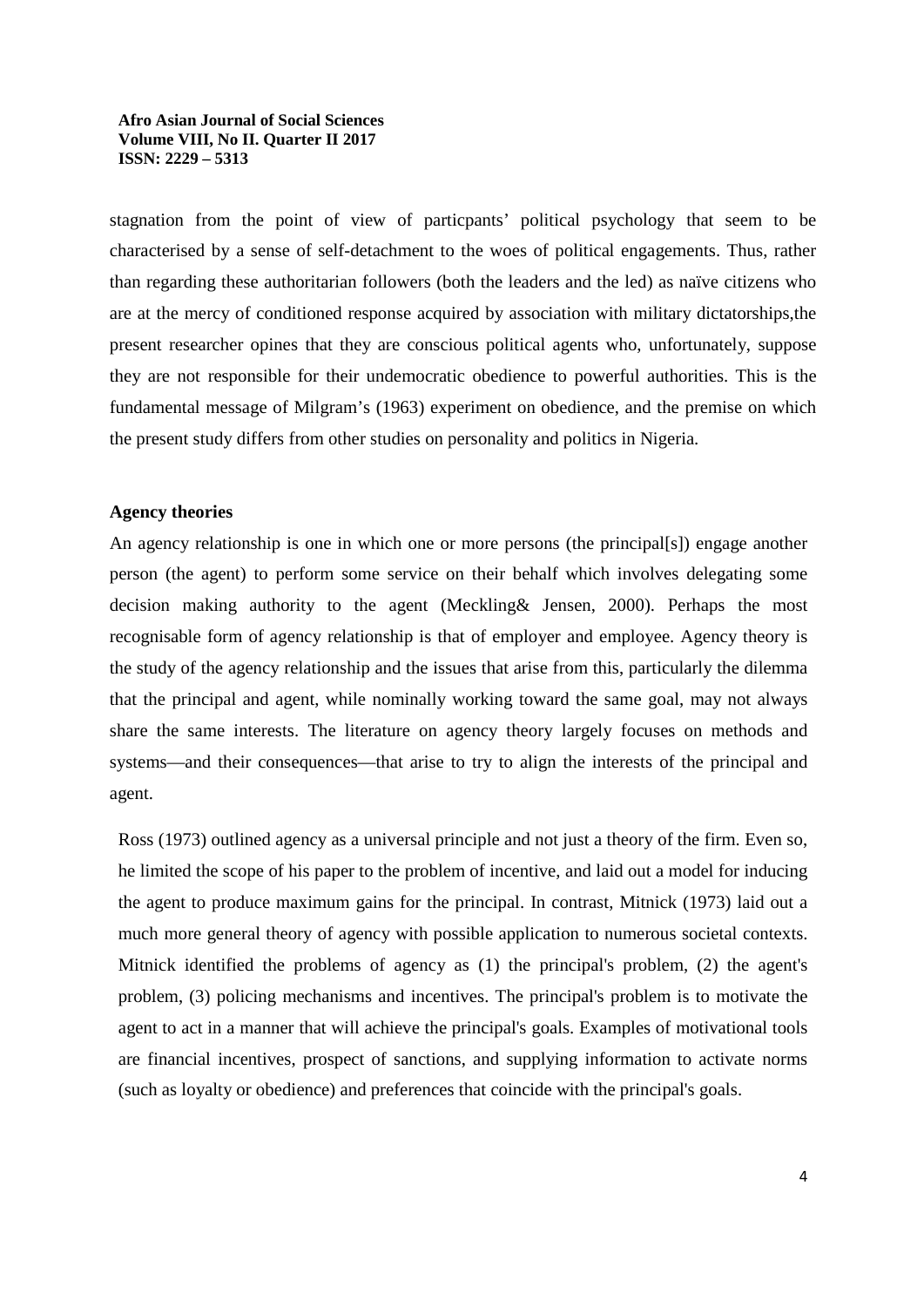stagnation from the point of view of particpants' political psychology that seem to be characterised by a sense of self-detachment to the woes of political engagements. Thus, rather than regarding these authoritarian followers (both the leaders and the led) as naïve citizens who are at the mercy of conditioned response acquired by association with military dictatorships,the present researcher opines that they are conscious political agents who, unfortunately, suppose they are not responsible for their undemocratic obedience to powerful authorities. This is the fundamental message of Milgram's (1963) experiment on obedience, and the premise on which the present study differs from other studies on personality and politics in Nigeria.

**Agency theories**

An agency relationship is one in which one or more persons (the principal[s]) engage another person (the agent) to perform some service on their behalf which involves delegating some decision making authority to the agent (Meckling& Jensen, 2000). Perhaps the most recognisable form of agency relationship is that of employer and employee. Agency theory is the study of the agency relationship and the issues that arise from this, particularly the dilemma that the principal and agent, while nominally working toward the same goal, may not always share the same interests. The literature on agency theory largely focuses on methods and systems—and their consequences—that arise to try to align the interests of the principal and agent.

Ross (1973) outlined agency as a universal principle and not just a theory of the firm. Even so, he limited the scope of his paper to the problem of incentive, and laid out a model for inducing the agent to produce maximum gains for the principal. In contrast, Mitnick (1973) laid out a much more general theory of agency with possible application to numerous societal contexts. Mitnick identified the problems of agency as (1) the principal's problem, (2) the agent's problem, (3) policing mechanisms and incentives. The principal's problem is to motivate the agent to act in a manner that will achieve the principal's goals. Examples of motivational tools are financial incentives, prospect of sanctions, and supplying information to activate norms (such as loyalty or obedience) and preferences that coincide with the principal's goals.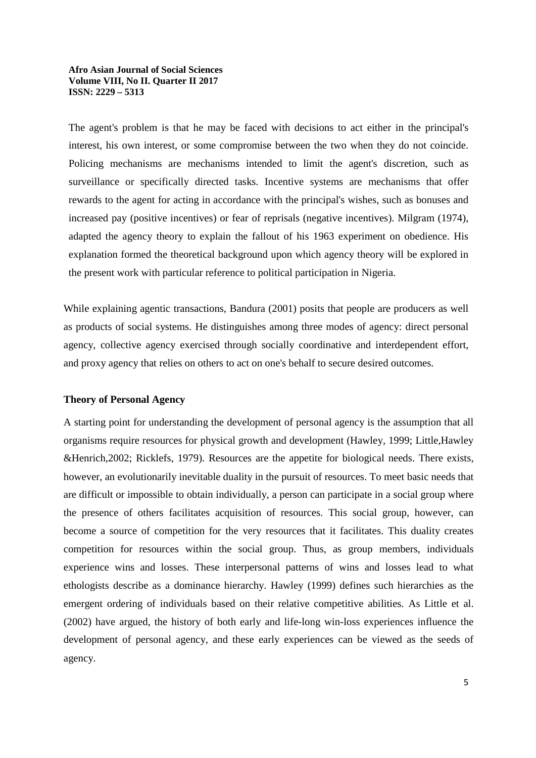The agent's problem is that he may be faced with decisions to act either in the principal's interest, his own interest, or some compromise between the two when they do not coincide. Policing mechanisms are mechanisms intended to limit the agent's discretion, such as surveillance or specifically directed tasks. Incentive systems are mechanisms that offer rewards to the agent for acting in accordance with the principal's wishes, such as bonuses and increased pay (positive incentives) or fear of reprisals (negative incentives). Milgram (1974), adapted the agency theory to explain the fallout of his 1963 experiment on obedience. His explanation formed the theoretical background upon which agency theory will be explored in the present work with particular reference to political participation in Nigeria.

While explaining agentic transactions, Bandura (2001) posits that people are producers as well as products of social systems. He distinguishes among three modes of agency: direct personal agency, collective agency exercised through socially coordinative and interdependent effort, and proxy agency that relies on others to act on one's behalf to secure desired outcomes.

**Theory of Personal Agency**

A starting point for understanding the development of personal agency is the assumption that all organisms require resources for physical growth and development (Hawley, 1999; Little,Hawley &Henrich,2002; Ricklefs, 1979). Resources are the appetite for biological needs. There exists, however, an evolutionarily inevitable duality in the pursuit of resources. To meet basic needs that are difficult or impossible to obtain individually, a person can participate in a social group where the presence of others facilitates acquisition of resources. This social group, however, can become a source of competition for the very resources that it facilitates. This duality creates competition for resources within the social group. Thus, as group members, individuals experience wins and losses. These interpersonal patterns of wins and losses lead to what ethologists describe as a dominance hierarchy. Hawley (1999) defines such hierarchies as the emergent ordering of individuals based on their relative competitive abilities. As Little et al. (2002) have argued, the history of both early and life-long win-loss experiences influence the development of personal agency, and these early experiences can be viewed as the seeds of agency.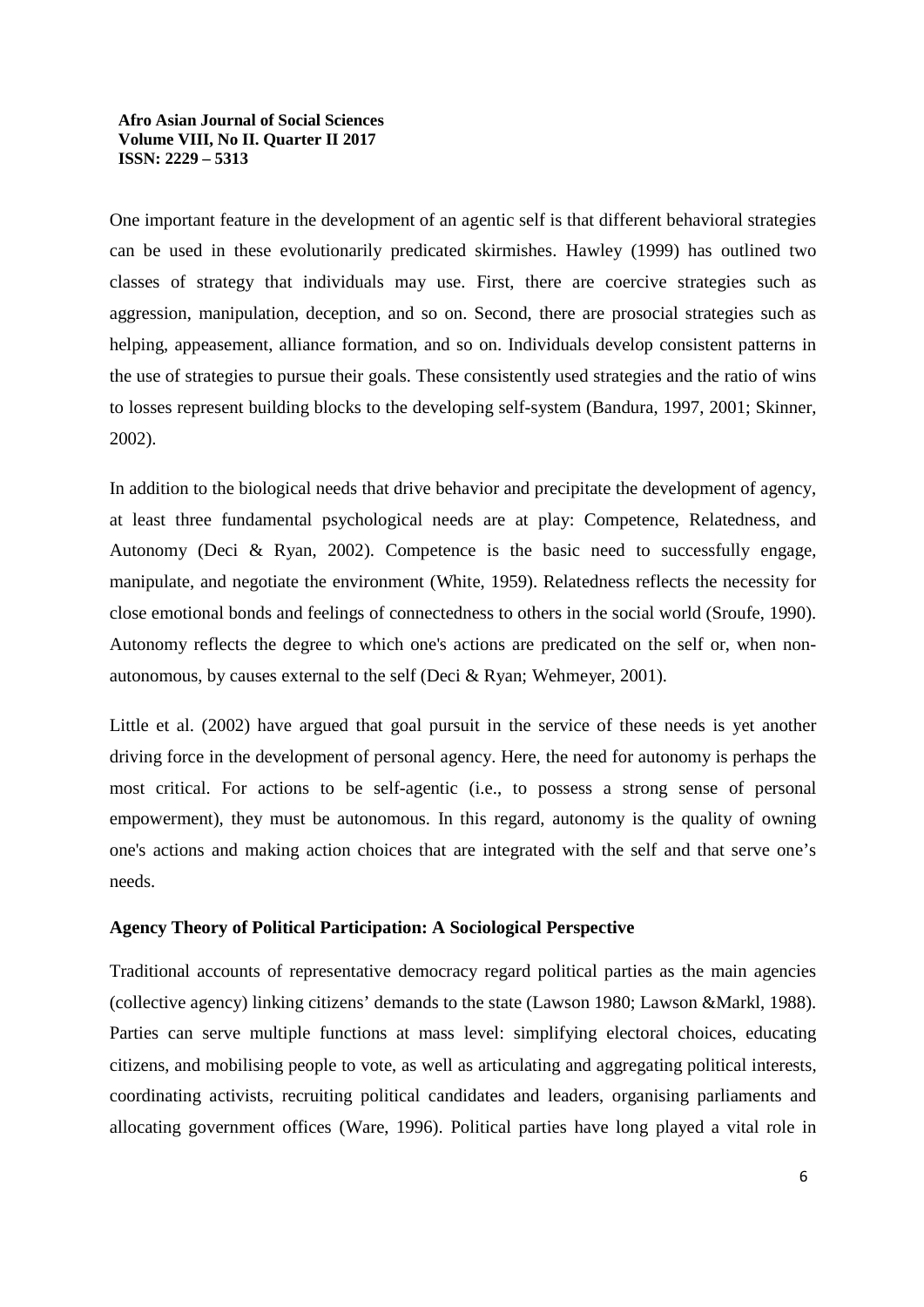One important feature in the development of an agentic self is that different behavioral strategies can be used in these evolutionarily predicated skirmishes. Hawley (1999) has outlined two classes of strategy that individuals may use. First, there are coercive strategies such as aggression, manipulation, deception, and so on. Second, there are prosocial strategies such as helping, appeasement, alliance formation, and so on. Individuals develop consistent patterns in the use of strategies to pursue their goals. These consistently used strategies and the ratio of wins to losses represent building blocks to the developing self-system (Bandura, 1997, 2001; Skinner, 2002).

In addition to the biological needs that drive behavior and precipitate the development of agency, at least three fundamental psychological needs are at play: Competence, Relatedness, and Autonomy (Deci & Ryan, 2002). Competence is the basic need to successfully engage, manipulate, and negotiate the environment (White, 1959). Relatedness reflects the necessity for close emotional bonds and feelings of connectedness to others in the social world (Sroufe, 1990). Autonomy reflects the degree to which one's actions are predicated on the self or, when non-autonomous, by causes external to the self (Deci & Ryan; Wehmeyer, 2001).

Little et al. (2002) have argued that goal pursuit in the service of these needs is yet another driving force in the development of personal agency. Here, the need for autonomy is perhaps the most critical. For actions to be self-agentic (i.e., to possess a strong sense of personal empowerment), they must be autonomous. In this regard, autonomy is the quality of owning one's actions and making action choices that are integrated with the self and that serve one's needs.

**Agency Theory of Political Participation: A Sociological Perspective**

Traditional accounts of representative democracy regard political parties as the main agencies (collective agency) linking citizens' demands to the state (Lawson 1980; Lawson &Markl, 1988). Parties can serve multiple functions at mass level: simplifying electoral choices, educating citizens, and mobilising people to vote, as well as articulating and aggregating political interests, coordinating activists, recruiting political candidates and leaders, organising parliaments and allocating government offices (Ware, 1996). Political parties have long played a vital role in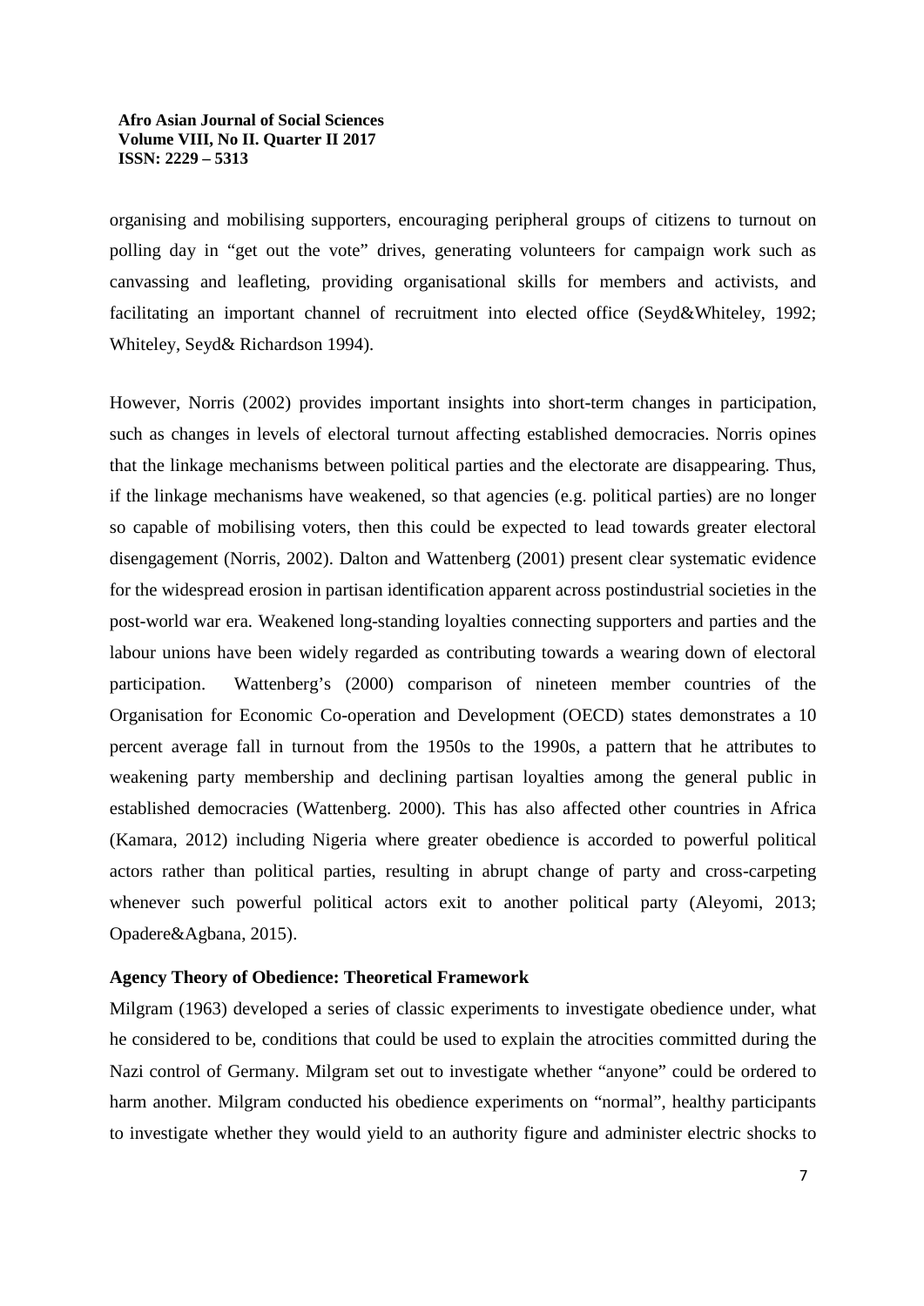organising and mobilising supporters, encouraging peripheral groups of citizens to turnout on polling day in "get out the vote" drives, generating volunteers for campaign work such as canvassing and leafleting, providing organisational skills for members and activists, and facilitating an important channel of recruitment into elected office (Seyd&Whiteley, 1992; Whiteley, Seyd& Richardson 1994).

However, Norris (2002) provides important insights into short-term changes in participation, such as changes in levels of electoral turnout affecting established democracies. Norris opines that the linkage mechanisms between political parties and the electorate are disappearing. Thus, if the linkage mechanisms have weakened, so that agencies (e.g. political parties) are no longer so capable of mobilising voters, then this could be expected to lead towards greater electoral disengagement (Norris, 2002). Dalton and Wattenberg (2001) present clear systematic evidence for the widespread erosion in partisan identification apparent across postindustrial societies in the post-world war era. Weakened long-standing loyalties connecting supporters and parties and the labour unions have been widely regarded as contributing towards a wearing down of electoral participation. Wattenberg's (2000) comparison of nineteen member countries of the Organisation for Economic Co-operation and Development (OECD) states demonstrates a 10 percent average fall in turnout from the 1950s to the 1990s, a pattern that he attributes to weakening party membership and declining partisan loyalties among the general public in established democracies (Wattenberg. 2000). This has also affected other countries in Africa (Kamara, 2012) including Nigeria where greater obedience is accorded to powerful political actors rather than political parties, resulting in abrupt change of party and cross-carpeting whenever such powerful political actors exit to another political party (Aleyomi, 2013; Opadere&Agbana, 2015).

**Agency Theory of Obedience: Theoretical Framework**

Milgram (1963) developed a series of classic experiments to investigate obedience under, what he considered to be, conditions that could be used to explain the atrocities committed during the Nazi control of Germany. Milgram set out to investigate whether "anyone" could be ordered to harm another. Milgram conducted his obedience experiments on "normal", healthy participants to investigate whether they would yield to an authority figure and administer electric shocks to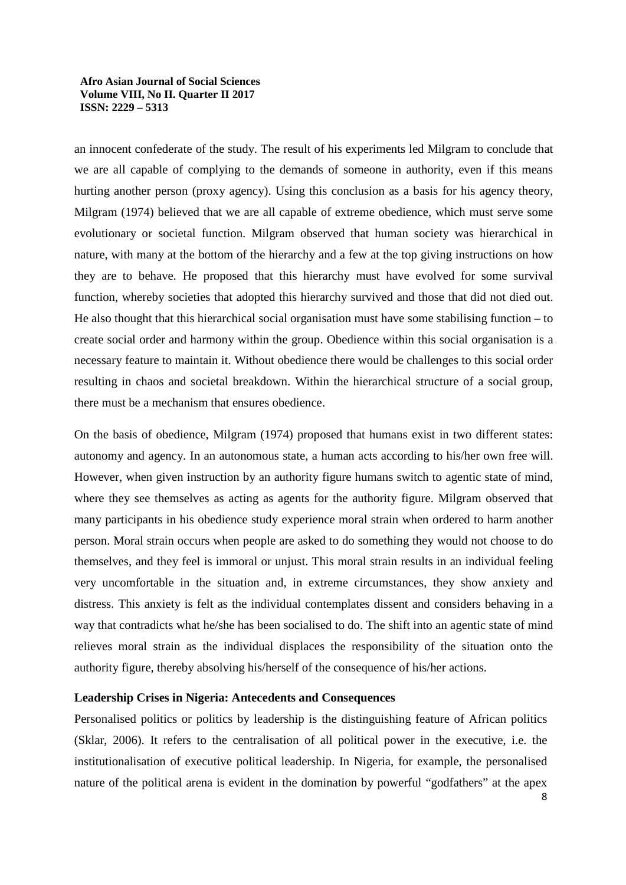an innocent confederate of the study. The result of his experiments led Milgram to conclude that we are all capable of complying to the demands of someone in authority, even if this means hurting another person (proxy agency). Using this conclusion as a basis for his agency theory, Milgram (1974) believed that we are all capable of extreme obedience, which must serve some evolutionary or societal function. Milgram observed that human society was hierarchical in nature, with many at the bottom of the hierarchy and a few at the top giving instructions on how they are to behave. He proposed that this hierarchy must have evolved for some survival function, whereby societies that adopted this hierarchy survived and those that did not died out. He also thought that this hierarchical social organisation must have some stabilising function – to create social order and harmony within the group. Obedience within this social organisation is a necessary feature to maintain it. Without obedience there would be challenges to this social order resulting in chaos and societal breakdown. Within the hierarchical structure of a social group, there must be a mechanism that ensures obedience.

On the basis of obedience, Milgram (1974) proposed that humans exist in two different states: autonomy and agency. In an autonomous state, a human acts according to his/her own free will. However, when given instruction by an authority figure humans switch to agentic state of mind, where they see themselves as acting as agents for the authority figure. Milgram observed that many participants in his obedience study experience moral strain when ordered to harm another person. Moral strain occurs when people are asked to do something they would not choose to do themselves, and they feel is immoral or unjust. This moral strain results in an individual feeling very uncomfortable in the situation and, in extreme circumstances, they show anxiety and distress. This anxiety is felt as the individual contemplates dissent and considers behaving in a way that contradicts what he/she has been socialised to do. The shift into an agentic state of mind relieves moral strain as the individual displaces the responsibility of the situation onto the authority figure, thereby absolving his/herself of the consequence of his/her actions.

**Leadership Crises in Nigeria: Antecedents and Consequences**

Personalised politics or politics by leadership is the distinguishing feature of African politics (Sklar, 2006). It refers to the centralisation of all political power in the executive, i.e. the institutionalisation of executive political leadership. In Nigeria, for example, the personalised nature of the political arena is evident in the domination by powerful "godfathers" at the apex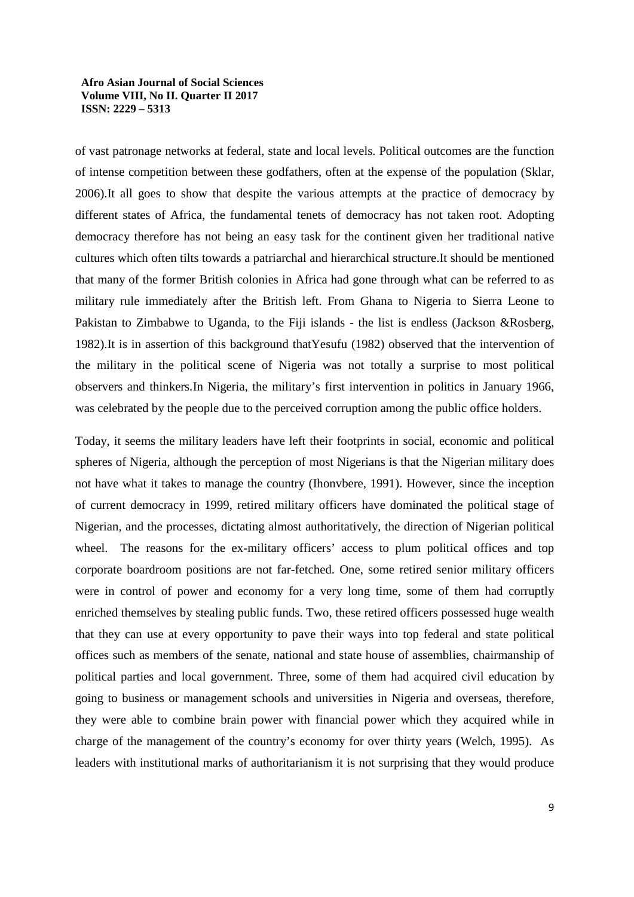of vast patronage networks at federal, state and local levels. Political outcomes are the function of intense competition between these godfathers, often at the expense of the population (Sklar, 2006).It all goes to show that despite the various attempts at the practice of democracy by different states of Africa, the fundamental tenets of democracy has not taken root. Adopting democracy therefore has not being an easy task for the continent given her traditional native cultures which often tilts towards a patriarchal and hierarchical structure.It should be mentioned that many of the former British colonies in Africa had gone through what can be referred to as military rule immediately after the British left. From Ghana to Nigeria to Sierra Leone to Pakistan to Zimbabwe to Uganda, to the Fiji islands - the list is endless (Jackson &Rosberg, 1982).It is in assertion of this background thatYesufu (1982) observed that the intervention of the military in the political scene of Nigeria was not totally a surprise to most political observers and thinkers.In Nigeria, the military's first intervention in politics in January 1966, was celebrated by the people due to the perceived corruption among the public office holders.

Today, it seems the military leaders have left their footprints in social, economic and political spheres of Nigeria, although the perception of most Nigerians is that the Nigerian military does not have what it takes to manage the country (Ihonvbere, 1991). However, since the inception of current democracy in 1999, retired military officers have dominated the political stage of Nigerian, and the processes, dictating almost authoritatively, the direction of Nigerian political wheel. The reasons for the ex-military officers' access to plum political offices and top corporate boardroom positions are not far-fetched. One, some retired senior military officers were in control of power and economy for a very long time, some of them had corruptly enriched themselves by stealing public funds. Two, these retired officers possessed huge wealth that they can use at every opportunity to pave their ways into top federal and state political offices such as members of the senate, national and state house of assemblies, chairmanship of political parties and local government. Three, some of them had acquired civil education by going to business or management schools and universities in Nigeria and overseas, therefore, they were able to combine brain power with financial power which they acquired while in charge of the management of the country's economy for over thirty years (Welch, 1995). As leaders with institutional marks of authoritarianism it is not surprising that they would produce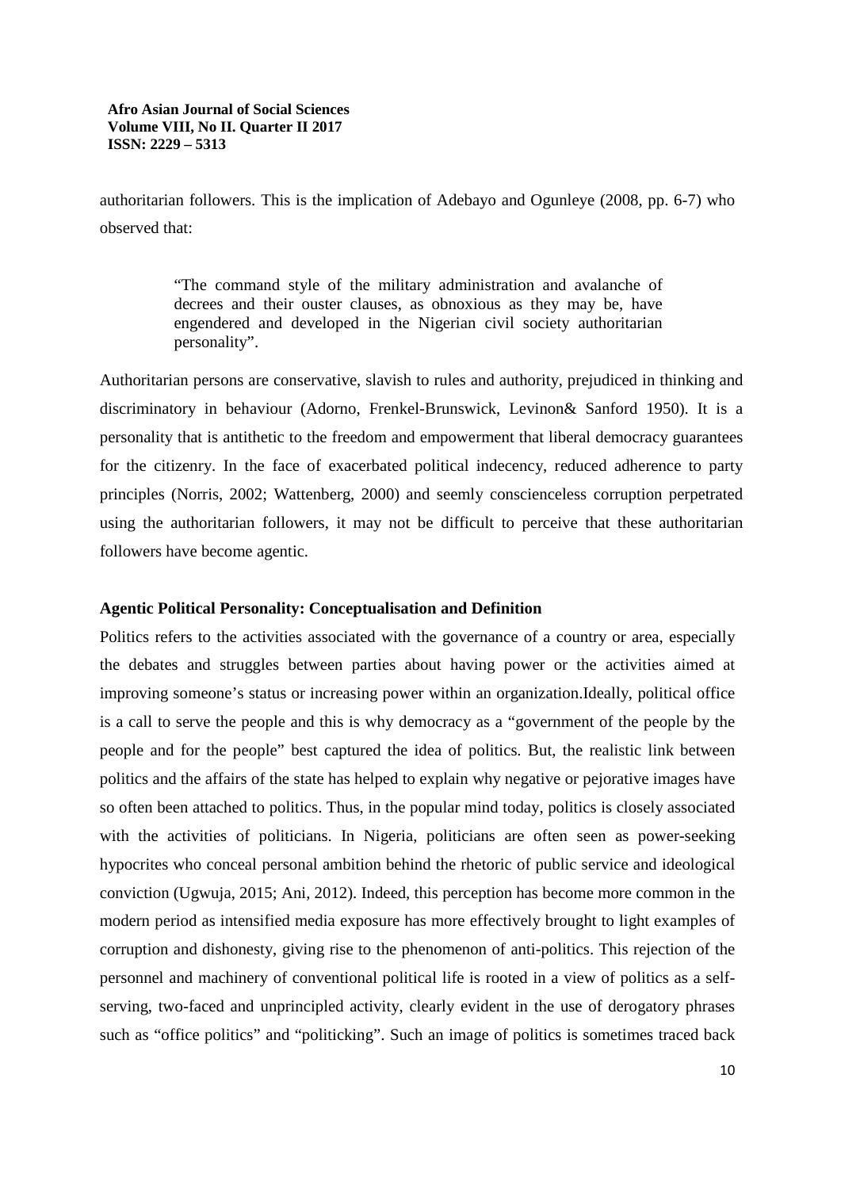authoritarian followers. This is the implication of Adebayo and Ogunleye (2008, pp. 6-7) who observed that:

> "The command style of the military administration and avalanche of decrees and their ouster clauses, as obnoxious as they may be, have engendered and developed in the Nigerian civil society authoritarian personality".

Authoritarian persons are conservative, slavish to rules and authority, prejudiced in thinking and discriminatory in behaviour (Adorno, Frenkel-Brunswick, Levinon& Sanford 1950). It is a personality that is antithetic to the freedom and empowerment that liberal democracy guarantees for the citizenry. In the face of exacerbated political indecency, reduced adherence to party principles (Norris, 2002; Wattenberg, 2000) and seemly conscienceless corruption perpetrated using the authoritarian followers, it may not be difficult to perceive that these authoritarian followers have become agentic.

### Agentic Political Personality: Conceptualisation and Definition

Politics refers to the activities associated with the governance of a country or area, especially the debates and struggles between parties about having power or the activities aimed at improving someone's status or increasing power within an organization.Ideally, political office is a call to serve the people and this is why democracy as a "government of the people by the people and for the people" best captured the idea of politics. But, the realistic link between politics and the affairs of the state has helped to explain why negative or pejorative images have so often been attached to politics. Thus, in the popular mind today, politics is closely associated with the activities of politicians. In Nigeria, politicians are often seen as power-seeking hypocrites who conceal personal ambition behind the rhetoric of public service and ideological conviction (Ugwuja, 2015; Ani, 2012). Indeed, this perception has become more common in the modern period as intensified media exposure has more effectively brought to light examples of corruption and dishonesty, giving rise to the phenomenon of anti-politics. This rejection of the personnel and machinery of conventional political life is rooted in a view of politics as a self-serving, two-faced and unprincipled activity, clearly evident in the use of derogatory phrases such as "office politics" and "politicking". Such an image of politics is sometimes traced back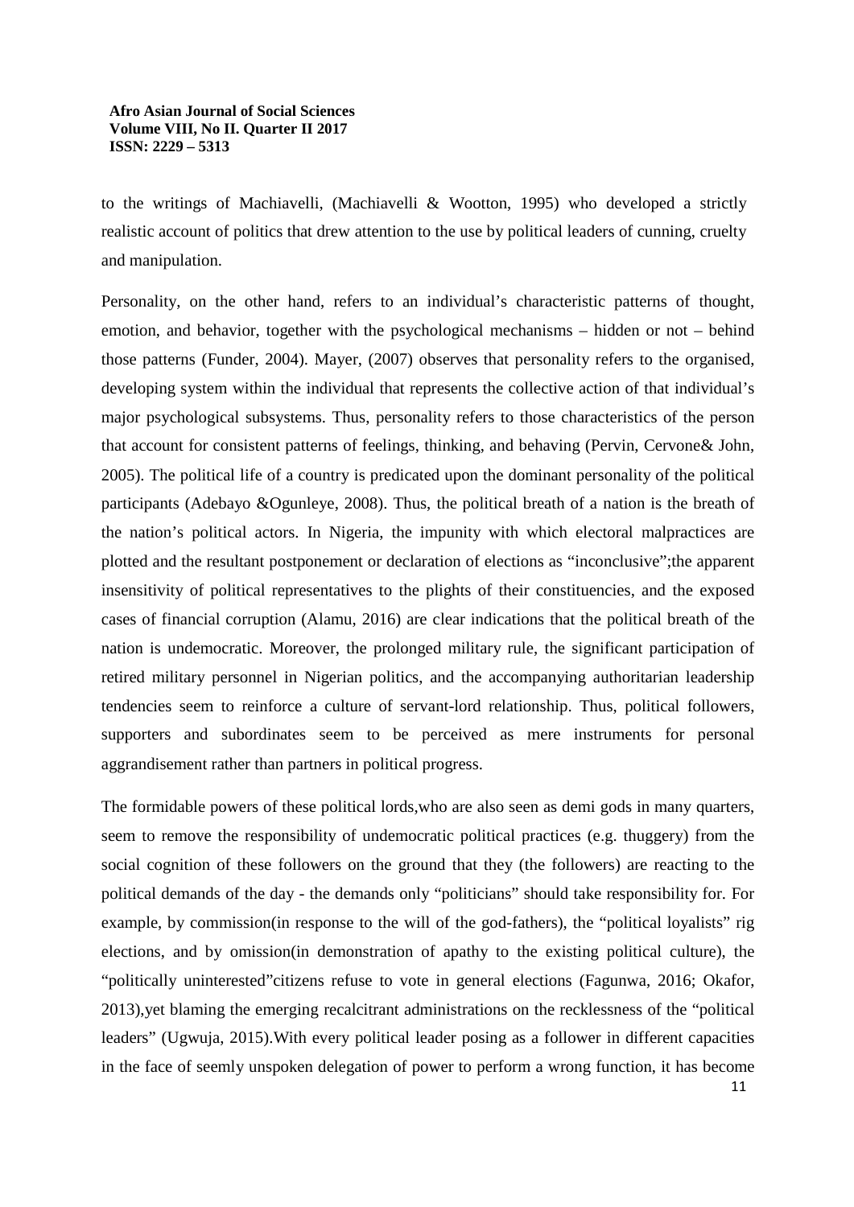to the writings of Machiavelli, (Machiavelli & Wootton, 1995) who developed a strictly realistic account of politics that drew attention to the use by political leaders of cunning, cruelty and manipulation.

Personality, on the other hand, refers to an individual's characteristic patterns of thought, emotion, and behavior, together with the psychological mechanisms – hidden or not – behind those patterns (Funder, 2004). Mayer, (2007) observes that personality refers to the organised, developing system within the individual that represents the collective action of that individual's major psychological subsystems. Thus, personality refers to those characteristics of the person that account for consistent patterns of feelings, thinking, and behaving (Pervin, Cervone& John, 2005). The political life of a country is predicated upon the dominant personality of the political participants (Adebayo &Ogunleye, 2008). Thus, the political breath of a nation is the breath of the nation's political actors. In Nigeria, the impunity with which electoral malpractices are plotted and the resultant postponement or declaration of elections as "inconclusive";the apparent insensitivity of political representatives to the plights of their constituencies, and the exposed cases of financial corruption (Alamu, 2016) are clear indications that the political breath of the nation is undemocratic. Moreover, the prolonged military rule, the significant participation of retired military personnel in Nigerian politics, and the accompanying authoritarian leadership tendencies seem to reinforce a culture of servant-lord relationship. Thus, political followers, supporters and subordinates seem to be perceived as mere instruments for personal aggrandisement rather than partners in political progress.

The formidable powers of these political lords,who are also seen as demi gods in many quarters, seem to remove the responsibility of undemocratic political practices (e.g. thuggery) from the social cognition of these followers on the ground that they (the followers) are reacting to the political demands of the day - the demands only "politicians" should take responsibility for. For example, by commission(in response to the will of the god-fathers), the "political loyalists" rig elections, and by omission(in demonstration of apathy to the existing political culture), the "politically uninterested"citizens refuse to vote in general elections (Fagunwa, 2016; Okafor, 2013),yet blaming the emerging recalcitrant administrations on the recklessness of the "political leaders" (Ugwuja, 2015).With every political leader posing as a follower in different capacities in the face of seemly unspoken delegation of power to perform a wrong function, it has become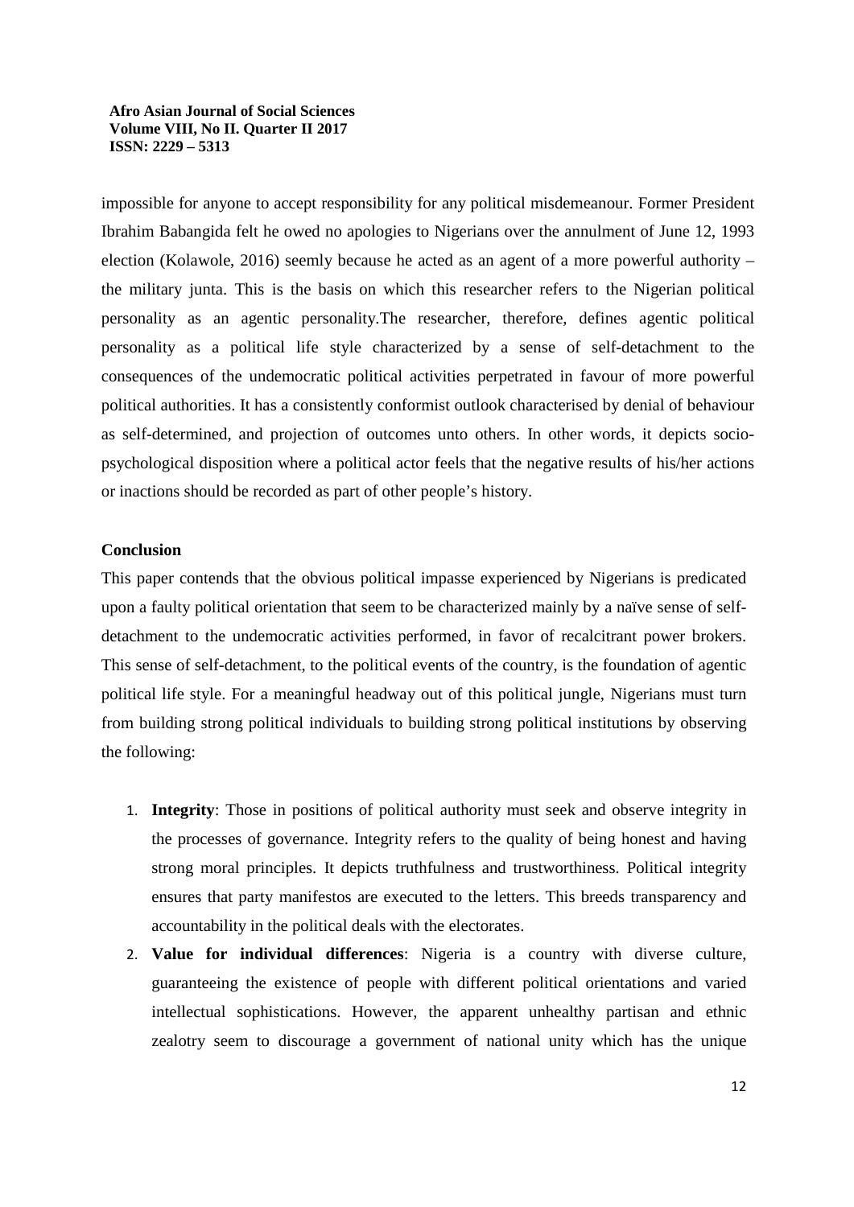impossible for anyone to accept responsibility for any political misdemeanour. Former President Ibrahim Babangida felt he owed no apologies to Nigerians over the annulment of June 12, 1993 election (Kolawole, 2016) seemly because he acted as an agent of a more powerful authority – the military junta. This is the basis on which this researcher refers to the Nigerian political personality as an agentic personality.The researcher, therefore, defines agentic political personality as a political life style characterized by a sense of self-detachment to the consequences of the undemocratic political activities perpetrated in favour of more powerful political authorities. It has a consistently conformist outlook characterised by denial of behaviour as self-determined, and projection of outcomes unto others. In other words, it depicts socio-psychological disposition where a political actor feels that the negative results of his/her actions or inactions should be recorded as part of other people's history.

## Conclusion

This paper contends that the obvious political impasse experienced by Nigerians is predicated upon a faulty political orientation that seem to be characterized mainly by a naïve sense of self-detachment to the undemocratic activities performed, in favor of recalcitrant power brokers. This sense of self-detachment, to the political events of the country, is the foundation of agentic political life style. For a meaningful headway out of this political jungle, Nigerians must turn from building strong political individuals to building strong political institutions by observing the following:

1. **Integrity**: Those in positions of political authority must seek and observe integrity in the processes of governance. Integrity refers to the quality of being honest and having strong moral principles. It depicts truthfulness and trustworthiness. Political integrity ensures that party manifestos are executed to the letters. This breeds transparency and accountability in the political deals with the electorates.
2. **Value for individual differences**: Nigeria is a country with diverse culture, guaranteeing the existence of people with different political orientations and varied intellectual sophistications. However, the apparent unhealthy partisan and ethnic zealotry seem to discourage a government of national unity which has the unique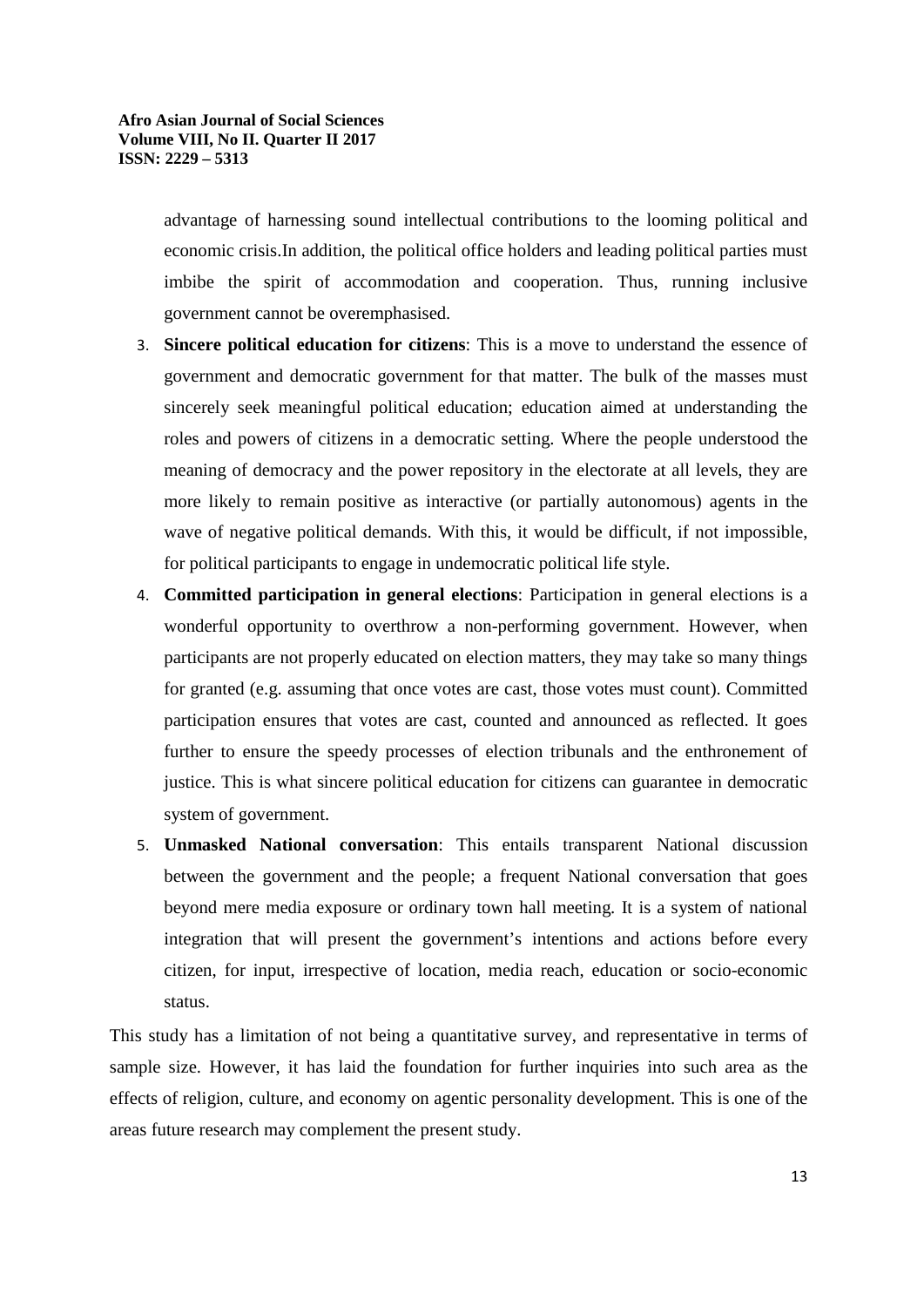advantage of harnessing sound intellectual contributions to the looming political and economic crisis.In addition, the political office holders and leading political parties must imbibe the spirit of accommodation and cooperation. Thus, running inclusive government cannot be overemphasised.

3. **Sincere political education for citizens**: This is a move to understand the essence of government and democratic government for that matter. The bulk of the masses must sincerely seek meaningful political education; education aimed at understanding the roles and powers of citizens in a democratic setting. Where the people understood the meaning of democracy and the power repository in the electorate at all levels, they are more likely to remain positive as interactive (or partially autonomous) agents in the wave of negative political demands. With this, it would be difficult, if not impossible, for political participants to engage in undemocratic political life style.
4. **Committed participation in general elections**: Participation in general elections is a wonderful opportunity to overthrow a non-performing government. However, when participants are not properly educated on election matters, they may take so many things for granted (e.g. assuming that once votes are cast, those votes must count). Committed participation ensures that votes are cast, counted and announced as reflected. It goes further to ensure the speedy processes of election tribunals and the enthronement of justice. This is what sincere political education for citizens can guarantee in democratic system of government.
5. **Unmasked National conversation**: This entails transparent National discussion between the government and the people; a frequent National conversation that goes beyond mere media exposure or ordinary town hall meeting. It is a system of national integration that will present the government's intentions and actions before every citizen, for input, irrespective of location, media reach, education or socio-economic status.

This study has a limitation of not being a quantitative survey, and representative in terms of sample size. However, it has laid the foundation for further inquiries into such area as the effects of religion, culture, and economy on agentic personality development. This is one of the areas future research may complement the present study.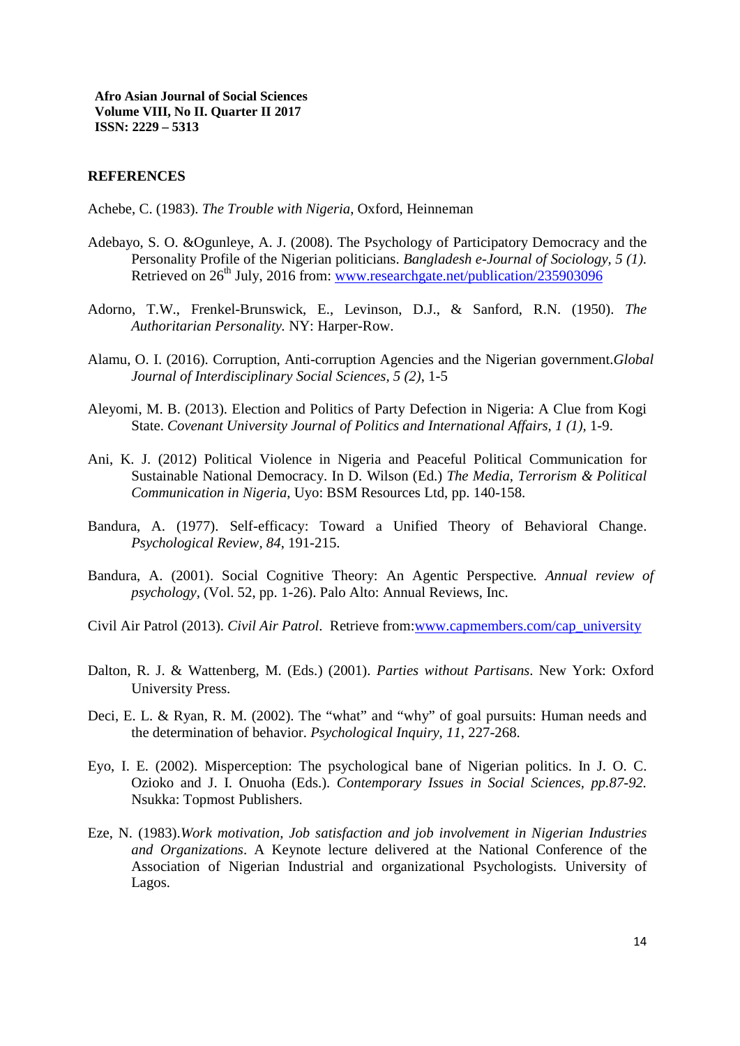## REFERENCES

Achebe, C. (1983). *The Trouble with Nigeria*, Oxford, Heinneman

Adebayo, S. O. &Ogunleye, A. J. (2008). The Psychology of Participatory Democracy and the Personality Profile of the Nigerian politicians. *Bangladesh e-Journal of Sociology, 5 (1).* Retrieved on 26th July, 2016 from: www.researchgate.net/publication/235903096

Adorno, T.W., Frenkel-Brunswick, E., Levinson, D.J., & Sanford, R.N. (1950). *The Authoritarian Personality.* NY: Harper-Row.

Alamu, O. I. (2016). Corruption, Anti-corruption Agencies and the Nigerian government.*Global Journal of Interdisciplinary Social Sciences, 5 (2)*, 1-5

Aleyomi, M. B. (2013). Election and Politics of Party Defection in Nigeria: A Clue from Kogi State. *Covenant University Journal of Politics and International Affairs, 1 (1)*, 1-9.

Ani, K. J. (2012) Political Violence in Nigeria and Peaceful Political Communication for Sustainable National Democracy. In D. Wilson (Ed.) *The Media, Terrorism & Political Communication in Nigeria*, Uyo: BSM Resources Ltd, pp. 140-158.

Bandura, A. (1977). Self-efficacy: Toward a Unified Theory of Behavioral Change. *Psychological Review, 84*, 191-215.

Bandura, A. (2001). Social Cognitive Theory: An Agentic Perspective*. Annual review of psychology,* (Vol. 52, pp. 1-26). Palo Alto: Annual Reviews, Inc.

Civil Air Patrol (2013). *Civil Air Patrol*. Retrieve from:www.capmembers.com/cap_university

Dalton, R. J. & Wattenberg, M. (Eds.) (2001). *Parties without Partisans*. New York: Oxford University Press.

Deci, E. L. & Ryan, R. M. (2002). The "what" and "why" of goal pursuits: Human needs and the determination of behavior. *Psychological Inquiry, 11*, 227-268.

Eyo, I. E. (2002). Misperception: The psychological bane of Nigerian politics. In J. O. C. Ozioko and J. I. Onuoha (Eds.). *Contemporary Issues in Social Sciences, pp.87-92.* Nsukka: Topmost Publishers.

Eze, N. (1983).*Work motivation, Job satisfaction and job involvement in Nigerian Industries and Organizations*. A Keynote lecture delivered at the National Conference of the Association of Nigerian Industrial and organizational Psychologists. University of Lagos.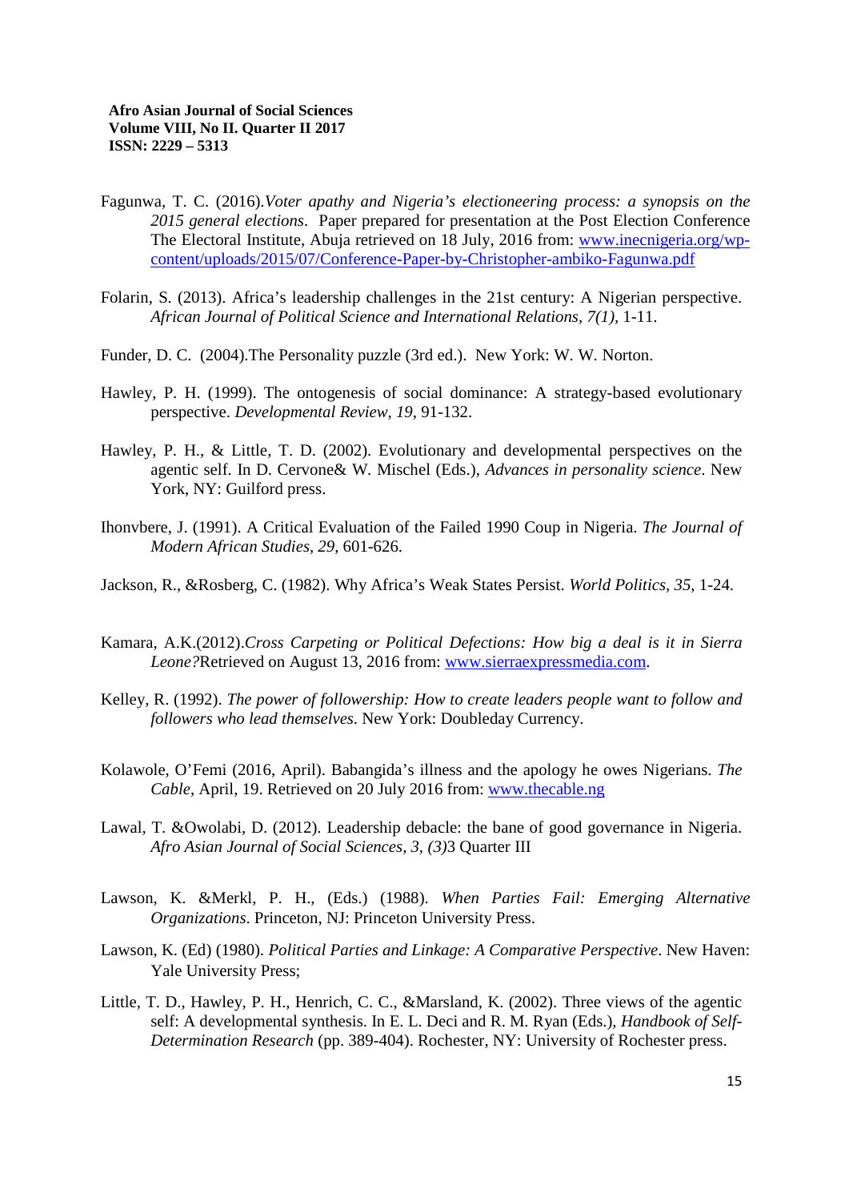Fagunwa, T. C. (2016).*Voter apathy and Nigeria's electioneering process: a synopsis on the 2015 general elections*. Paper prepared for presentation at the Post Election Conference The Electoral Institute, Abuja retrieved on 18 July, 2016 from: www.inecnigeria.org/wp-content/uploads/2015/07/Conference-Paper-by-Christopher-ambiko-Fagunwa.pdf

Folarin, S. (2013). Africa's leadership challenges in the 21st century: A Nigerian perspective. *African Journal of Political Science and International Relations, 7(1),* 1-11.

Funder, D. C. (2004).The Personality puzzle (3rd ed.). New York: W. W. Norton.

Hawley, P. H. (1999). The ontogenesis of social dominance: A strategy-based evolutionary perspective. *Developmental Review, 19*, 91-132.

Hawley, P. H., & Little, T. D. (2002). Evolutionary and developmental perspectives on the agentic self. In D. Cervone& W. Mischel (Eds.), *Advances in personality science*. New York, NY: Guilford press.

Ihonvbere, J. (1991). A Critical Evaluation of the Failed 1990 Coup in Nigeria. *The Journal of Modern African Studies, 29,* 601-626.

Jackson, R., &Rosberg, C. (1982). Why Africa's Weak States Persist. *World Politics, 35*, 1-24.

Kamara, A.K.(2012).*Cross Carpeting or Political Defections: How big a deal is it in Sierra Leone?*Retrieved on August 13, 2016 from: www.sierraexpressmedia.com.

Kelley, R. (1992). *The power of followership: How to create leaders people want to follow and followers who lead themselves*. New York: Doubleday Currency.

Kolawole, O'Femi (2016, April). Babangida's illness and the apology he owes Nigerians. *The Cable*, April, 19. Retrieved on 20 July 2016 from: www.thecable.ng

Lawal, T. &Owolabi, D. (2012). Leadership debacle: the bane of good governance in Nigeria. *Afro Asian Journal of Social Sciences, 3, (3)*3 Quarter III

Lawson, K. &Merkl, P. H., (Eds.) (1988). *When Parties Fail: Emerging Alternative Organizations*. Princeton, NJ: Princeton University Press.

Lawson, K. (Ed) (1980). *Political Parties and Linkage: A Comparative Perspective*. New Haven: Yale University Press;

Little, T. D., Hawley, P. H., Henrich, C. C., &Marsland, K. (2002). Three views of the agentic self: A developmental synthesis. In E. L. Deci and R. M. Ryan (Eds.), *Handbook of Self-Determination Research* (pp. 389-404). Rochester, NY: University of Rochester press.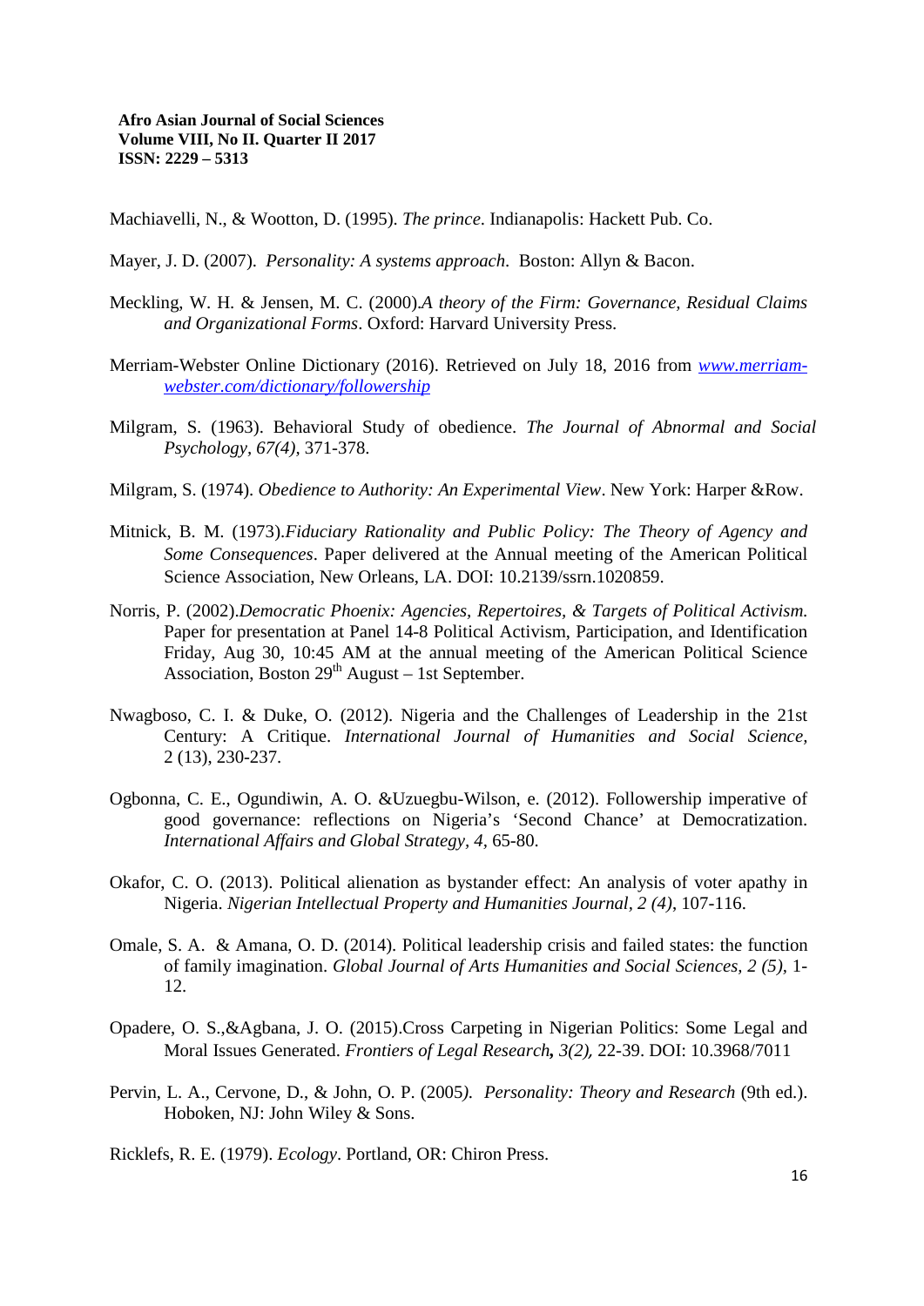Machiavelli, N., & Wootton, D. (1995). *The prince*. Indianapolis: Hackett Pub. Co.

Mayer, J. D. (2007). *Personality: A systems approach*. Boston: Allyn & Bacon.

Meckling, W. H. & Jensen, M. C. (2000).*A theory of the Firm: Governance, Residual Claims and Organizational Forms*. Oxford: Harvard University Press.

Merriam-Webster Online Dictionary (2016). Retrieved on July 18, 2016 from [www.merriam-webster.com/dictionary/followership](www.merriam-webster.com/dictionary/followership)

Milgram, S. (1963). Behavioral Study of obedience. *The Journal of Abnormal and Social Psychology, 67(4),* 371-378.

Milgram, S. (1974). *Obedience to Authority: An Experimental View*. New York: Harper &Row.

Mitnick, B. M. (1973).*Fiduciary Rationality and Public Policy: The Theory of Agency and Some Consequences*. Paper delivered at the Annual meeting of the American Political Science Association, New Orleans, LA. DOI: 10.2139/ssrn.1020859.

Norris, P. (2002).*Democratic Phoenix: Agencies, Repertoires, & Targets of Political Activism.* Paper for presentation at Panel 14-8 Political Activism, Participation, and Identification Friday, Aug 30, 10:45 AM at the annual meeting of the American Political Science Association, Boston 29th August – 1st September.

Nwagboso, C. I. & Duke, O. (2012). Nigeria and the Challenges of Leadership in the 21st Century: A Critique. *International Journal of Humanities and Social Science*, 2 (13), 230-237.

Ogbonna, C. E., Ogundiwin, A. O. &Uzuegbu-Wilson, e. (2012). Followership imperative of good governance: reflections on Nigeria's 'Second Chance' at Democratization. *International Affairs and Global Strategy, 4,* 65-80.

Okafor, C. O. (2013). Political alienation as bystander effect: An analysis of voter apathy in Nigeria. *Nigerian Intellectual Property and Humanities Journal, 2 (4)*, 107-116.

Omale, S. A. & Amana, O. D. (2014). Political leadership crisis and failed states: the function of family imagination. *Global Journal of Arts Humanities and Social Sciences, 2 (5)*, 1-12.

Opadere, O. S.,&Agbana, J. O. (2015).Cross Carpeting in Nigerian Politics: Some Legal and Moral Issues Generated. *Frontiers of Legal Research, 3(2),* 22-39. DOI: 10.3968/7011

Pervin, L. A., Cervone, D., & John, O. P. (2005). *Personality: Theory and Research* (9th ed.). Hoboken, NJ: John Wiley & Sons.

Ricklefs, R. E. (1979). *Ecology*. Portland, OR: Chiron Press.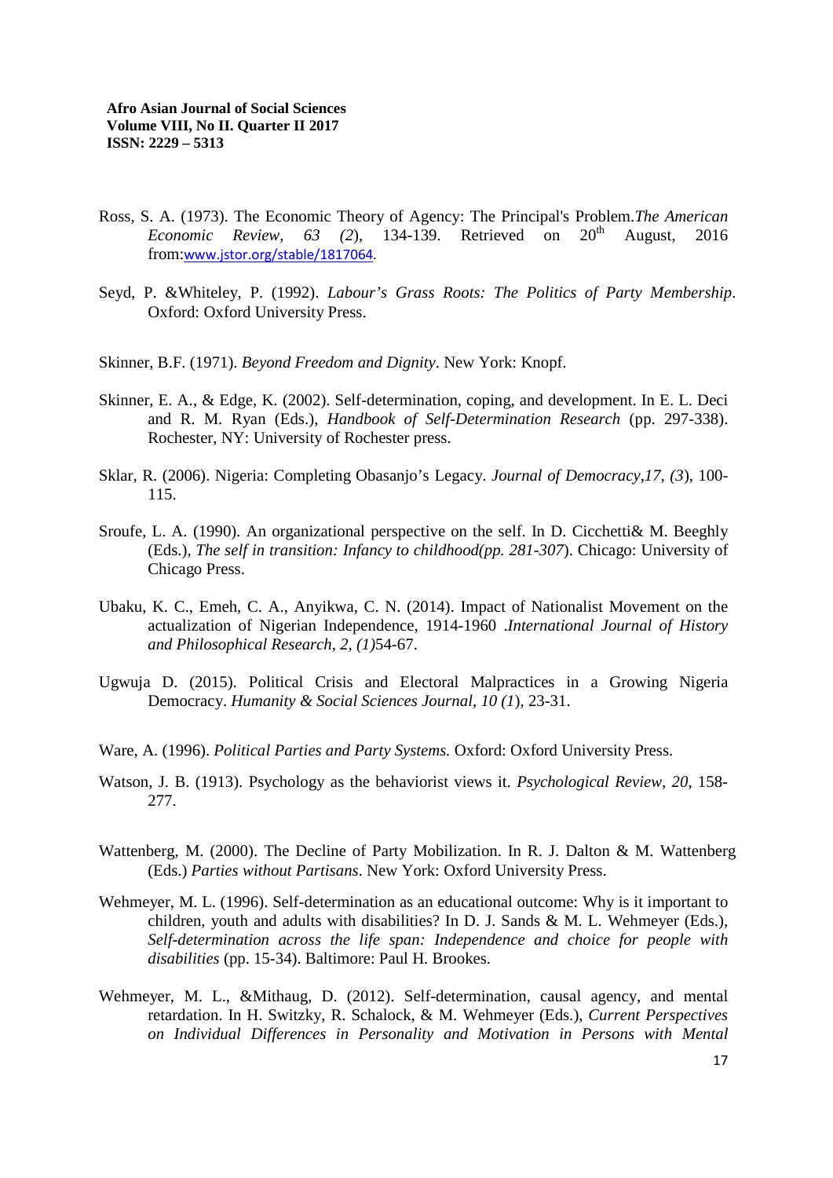Ross, S. A. (1973). The Economic Theory of Agency: The Principal's Problem.*The American Economic Review, 63 (2*), 134-139. Retrieved on 20th August, 2016 from:www.jstor.org/stable/1817064.

Seyd, P. &Whiteley, P. (1992). *Labour's Grass Roots: The Politics of Party Membership*. Oxford: Oxford University Press.

Skinner, B.F. (1971). *Beyond Freedom and Dignity*. New York: Knopf.

Skinner, E. A., & Edge, K. (2002). Self-determination, coping, and development. In E. L. Deci and R. M. Ryan (Eds.), *Handbook of Self-Determination Research* (pp. 297-338). Rochester, NY: University of Rochester press.

Sklar, R. (2006). Nigeria: Completing Obasanjo's Legacy. *Journal of Democracy,17, (3*), 100-115.

Sroufe, L. A. (1990). An organizational perspective on the self. In D. Cicchetti& M. Beeghly (Eds.), *The self in transition: Infancy to childhood(pp. 281-307*). Chicago: University of Chicago Press.

Ubaku, K. C., Emeh, C. A., Anyikwa, C. N. (2014). Impact of Nationalist Movement on the actualization of Nigerian Independence, 1914-1960 .*International Journal of History and Philosophical Research, 2, (1)*54-67.

Ugwuja D. (2015). Political Crisis and Electoral Malpractices in a Growing Nigeria Democracy. *Humanity & Social Sciences Journal, 10 (1*), 23-31.

Ware, A. (1996). *Political Parties and Party Systems.* Oxford: Oxford University Press.

Watson, J. B. (1913). Psychology as the behaviorist views it. *Psychological Review, 20,* 158-277.

Wattenberg, M. (2000). The Decline of Party Mobilization. In R. J. Dalton & M. Wattenberg (Eds.) *Parties without Partisans*. New York: Oxford University Press.

Wehmeyer, M. L. (1996). Self-determination as an educational outcome: Why is it important to children, youth and adults with disabilities? In D. J. Sands & M. L. Wehmeyer (Eds.), *Self-determination across the life span: Independence and choice for people with disabilities* (pp. 15-34). Baltimore: Paul H. Brookes.

Wehmeyer, M. L., &Mithaug, D. (2012). Self-determination, causal agency, and mental retardation. In H. Switzky, R. Schalock, & M. Wehmeyer (Eds.), *Current Perspectives on Individual Differences in Personality and Motivation in Persons with Mental*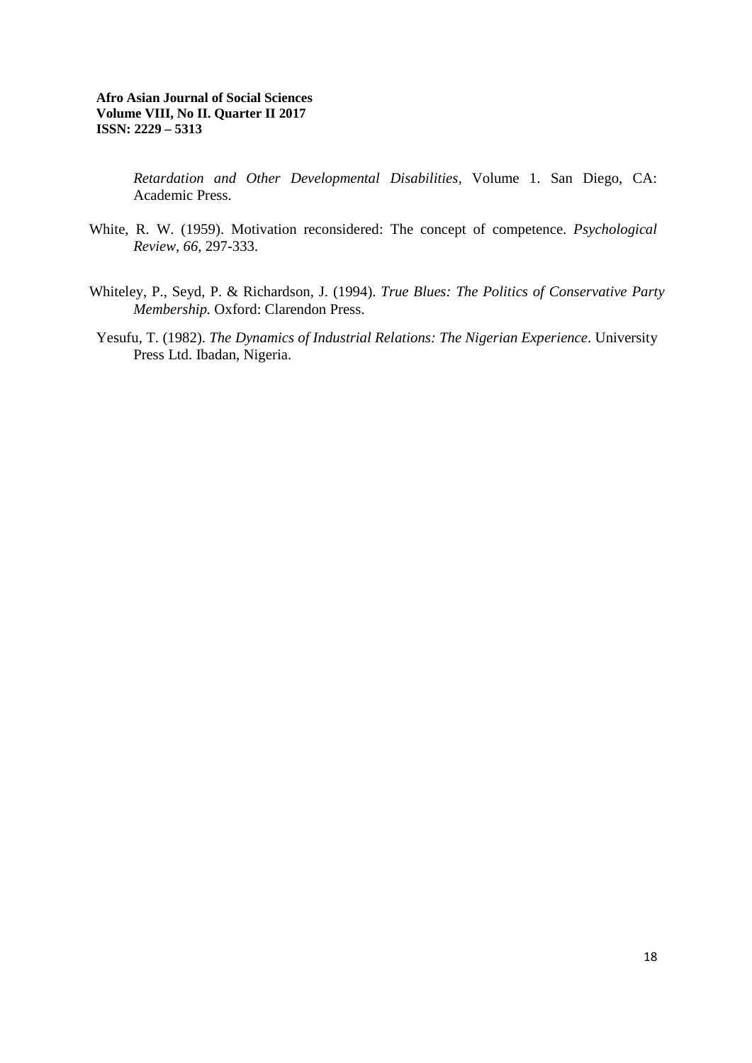*Retardation and Other Developmental Disabilities*, Volume 1. San Diego, CA: Academic Press.

White, R. W. (1959). Motivation reconsidered: The concept of competence. *Psychological Review*, *66*, 297-333.

Whiteley, P., Seyd, P. & Richardson, J. (1994). *True Blues: The Politics of Conservative Party Membership.* Oxford: Clarendon Press.

Yesufu, T. (1982). *The Dynamics of Industrial Relations: The Nigerian Experience*. University Press Ltd. Ibadan, Nigeria.